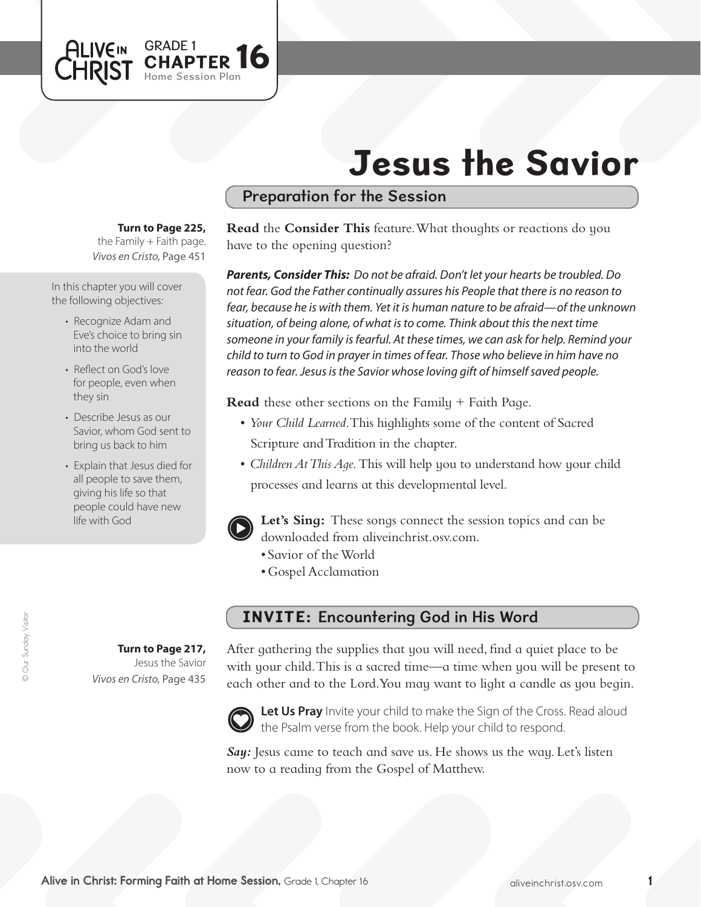GRADE 1
**CHAPTER 16**
Home Session Plan

# Jesus the Savior

## Preparation for the Session

**Turn to Page 225,** the Family + Faith page. *Vivos en Cristo,* Page 451

In this chapter you will cover the following objectives:

- Recognize Adam and Eve's choice to bring sin into the world
- Reflect on God's love for people, even when they sin
- Describe Jesus as our Savior, whom God sent to bring us back to him
- Explain that Jesus died for all people to save them, giving his life so that people could have new life with God

**Read** the **Consider This** feature. What thoughts or reactions do you have to the opening question?

***Parents, Consider This:*** *Do not be afraid. Don't let your hearts be troubled. Do not fear. God the Father continually assures his People that there is no reason to fear, because he is with them. Yet it is human nature to be afraid—of the unknown situation, of being alone, of what is to come. Think about this the next time someone in your family is fearful. At these times, we can ask for help. Remind your child to turn to God in prayer in times of fear. Those who believe in him have no reason to fear. Jesus is the Savior whose loving gift of himself saved people.*

**Read** these other sections on the Family + Faith Page.

- *Your Child Learned.* This highlights some of the content of Sacred Scripture and Tradition in the chapter.
- *Children At This Age.* This will help you to understand how your child processes and learns at this developmental level.

**Let's Sing:** These songs connect the session topics and can be downloaded from aliveinchrist.osv.com.

- Savior of the World
- Gospel Acclamation

## INVITE: Encountering God in His Word

**Turn to Page 217,** Jesus the Savior *Vivos en Cristo,* Page 435

After gathering the supplies that you will need, find a quiet place to be with your child. This is a sacred time—a time when you will be present to each other and to the Lord. You may want to light a candle as you begin.

**Let Us Pray** Invite your child to make the Sign of the Cross. Read aloud the Psalm verse from the book. Help your child to respond.

***Say:*** Jesus came to teach and save us. He shows us the way. Let's listen now to a reading from the Gospel of Matthew.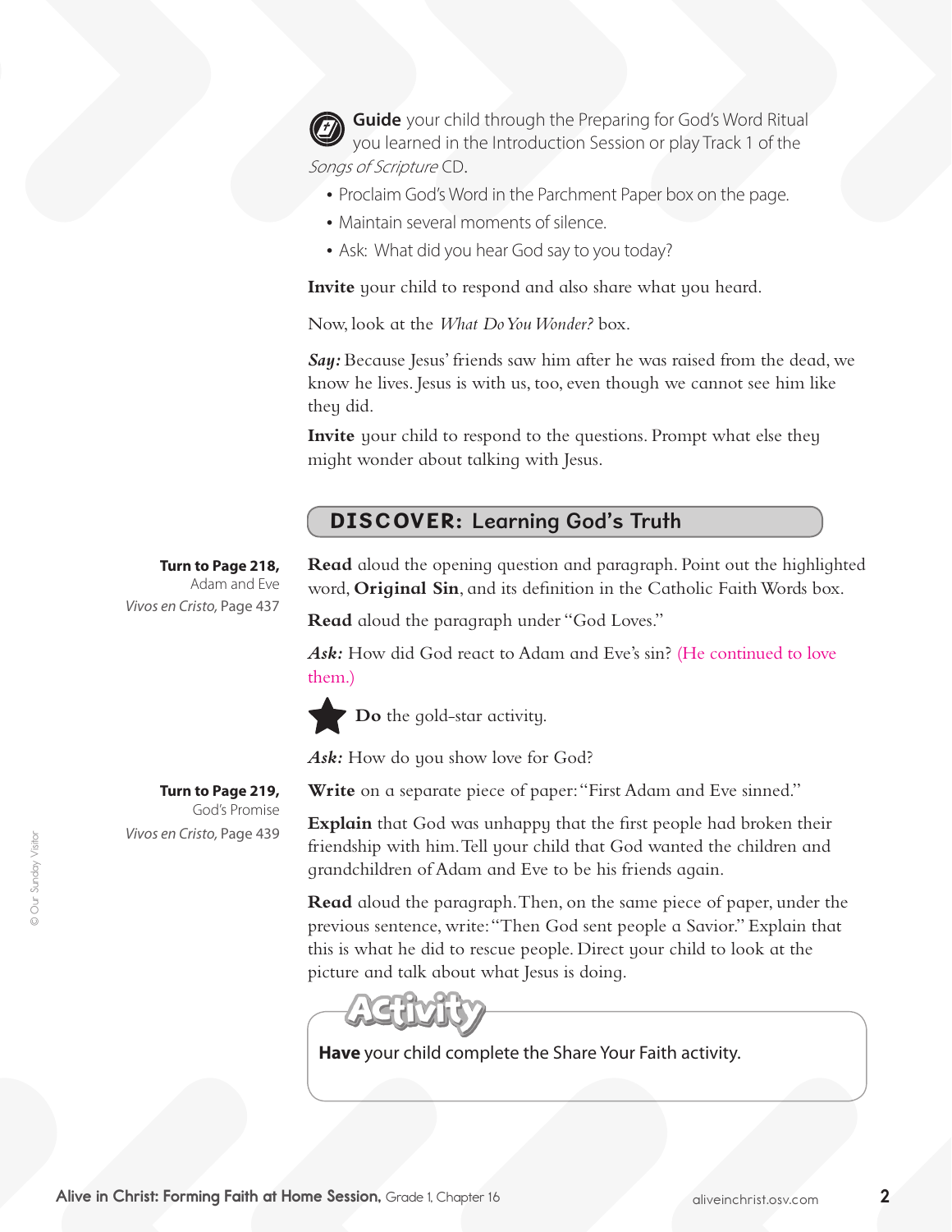**Guide** your child through the Preparing for God's Word Ritual you learned in the Introduction Session or play Track 1 of the *Songs of Scripture* CD.

- Proclaim God's Word in the Parchment Paper box on the page.
- Maintain several moments of silence.
- Ask: What did you hear God say to you today?

**Invite** your child to respond and also share what you heard.

Now, look at the *What Do You Wonder?* box.

***Say:*** Because Jesus' friends saw him after he was raised from the dead, we know he lives. Jesus is with us, too, even though we cannot see him like they did.

**Invite** your child to respond to the questions. Prompt what else they might wonder about talking with Jesus.

## DISCOVER: Learning God's Truth

**Turn to Page 218,**
Adam and Eve
*Vivos en Cristo,* Page 437

**Read** aloud the opening question and paragraph. Point out the highlighted word, **Original Sin**, and its definition in the Catholic Faith Words box.

**Read** aloud the paragraph under "God Loves."

***Ask:*** How did God react to Adam and Eve's sin? (He continued to love them.)

**Do** the gold-star activity.

***Ask:*** How do you show love for God?

**Turn to Page 219,**
God's Promise
*Vivos en Cristo,* Page 439

**Write** on a separate piece of paper: "First Adam and Eve sinned."

**Explain** that God was unhappy that the first people had broken their friendship with him. Tell your child that God wanted the children and grandchildren of Adam and Eve to be his friends again.

**Read** aloud the paragraph. Then, on the same piece of paper, under the previous sentence, write: "Then God sent people a Savior." Explain that this is what he did to rescue people. Direct your child to look at the picture and talk about what Jesus is doing.

### Activity

**Have** your child complete the Share Your Faith activity.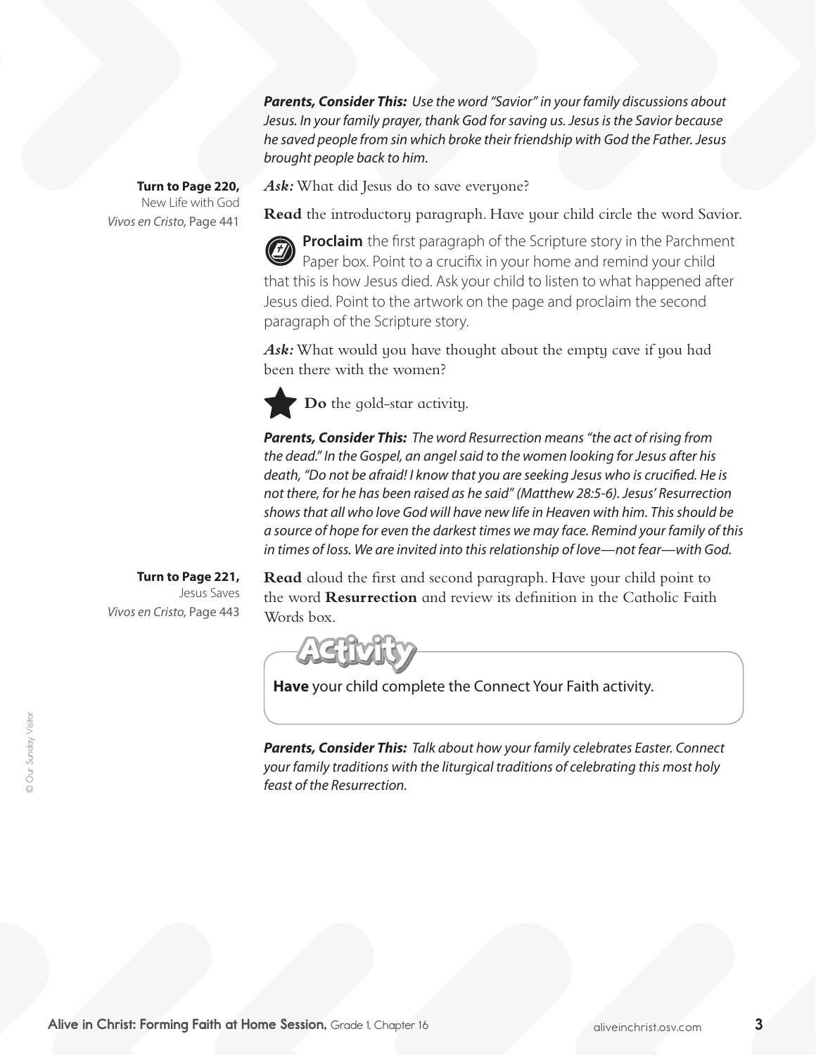***Parents, Consider This:*** *Use the word "Savior" in your family discussions about Jesus. In your family prayer, thank God for saving us. Jesus is the Savior because he saved people from sin which broke their friendship with God the Father. Jesus brought people back to him.*

**Turn to Page 220,**
New Life with God
*Vivos en Cristo,* Page 441

***Ask:*** What did Jesus do to save everyone?

**Read** the introductory paragraph. Have your child circle the word Savior.

**Proclaim** the first paragraph of the Scripture story in the Parchment Paper box. Point to a crucifix in your home and remind your child that this is how Jesus died. Ask your child to listen to what happened after Jesus died. Point to the artwork on the page and proclaim the second paragraph of the Scripture story.

***Ask:*** What would you have thought about the empty cave if you had been there with the women?

**Do** the gold-star activity.

***Parents, Consider This:*** *The word Resurrection means "the act of rising from the dead." In the Gospel, an angel said to the women looking for Jesus after his death, "Do not be afraid! I know that you are seeking Jesus who is crucified. He is not there, for he has been raised as he said" (Matthew 28:5-6). Jesus' Resurrection shows that all who love God will have new life in Heaven with him. This should be a source of hope for even the darkest times we may face. Remind your family of this in times of loss. We are invited into this relationship of love—not fear—with God.*

**Turn to Page 221,**
Jesus Saves
*Vivos en Cristo,* Page 443

**Read** aloud the first and second paragraph. Have your child point to the word **Resurrection** and review its definition in the Catholic Faith Words box.

**Activity**

**Have** your child complete the Connect Your Faith activity.

***Parents, Consider This:*** *Talk about how your family celebrates Easter. Connect your family traditions with the liturgical traditions of celebrating this most holy feast of the Resurrection.*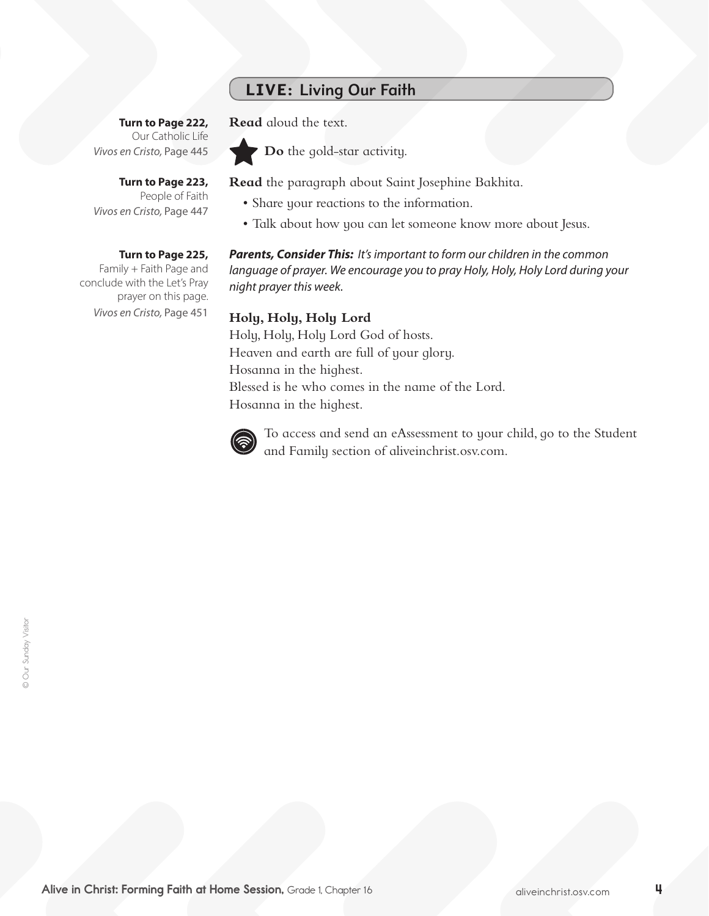## LIVE: Living Our Faith

**Turn to Page 222,**
Our Catholic Life
*Vivos en Cristo,* Page 445

**Read** aloud the text.

**Do** the gold-star activity.

**Turn to Page 223,**
People of Faith
*Vivos en Cristo,* Page 447

**Read** the paragraph about Saint Josephine Bakhita.

- Share your reactions to the information.
- Talk about how you can let someone know more about Jesus.

**Turn to Page 225,**
Family + Faith Page and conclude with the Let's Pray prayer on this page.
*Vivos en Cristo,* Page 451

***Parents, Consider This:*** *It's important to form our children in the common language of prayer. We encourage you to pray Holy, Holy, Holy Lord during your night prayer this week.*

### Holy, Holy, Holy Lord

Holy, Holy, Holy Lord God of hosts.
Heaven and earth are full of your glory.
Hosanna in the highest.
Blessed is he who comes in the name of the Lord.
Hosanna in the highest.

To access and send an eAssessment to your child, go to the Student and Family section of aliveinchrist.osv.com.